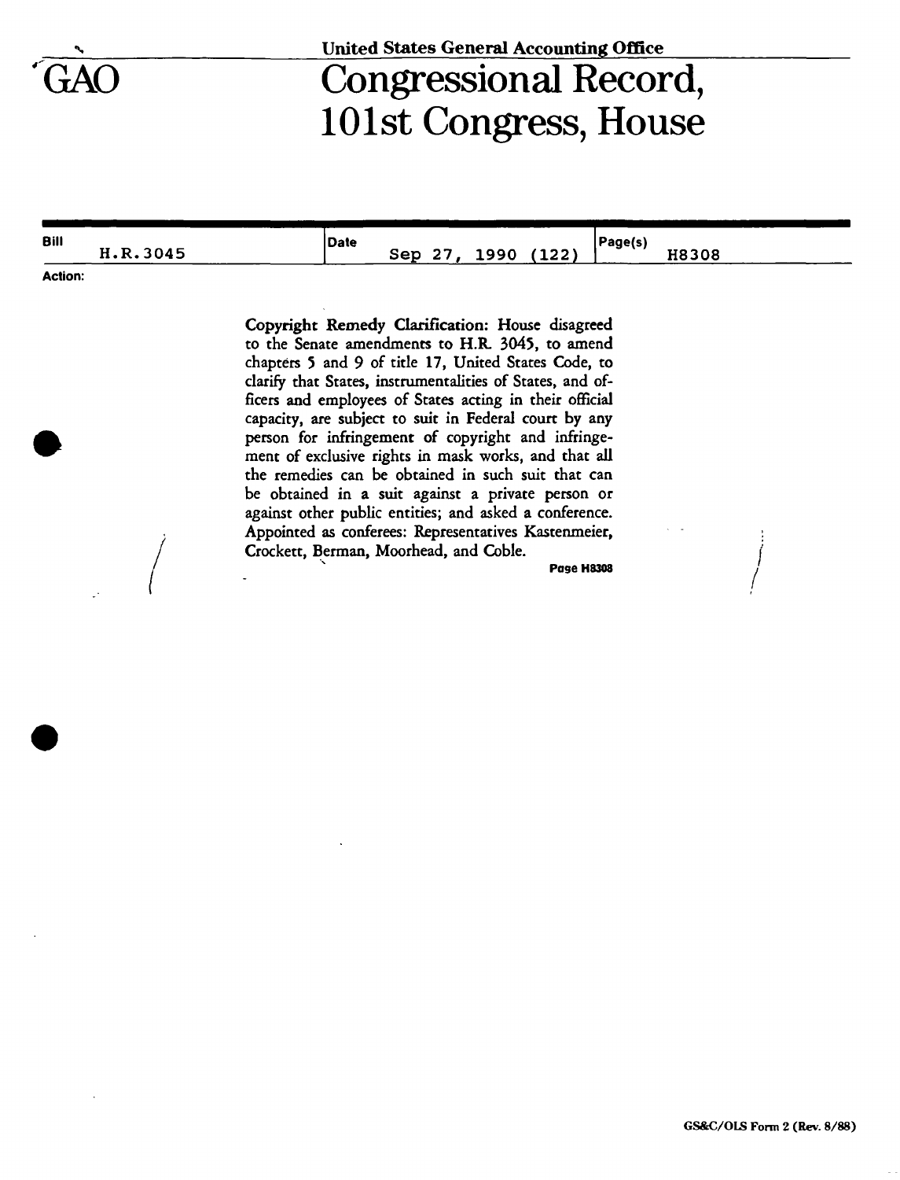United States General Accounting Office

GAO

# Congressional Record, 101st Congress, House

| Bill | Date | Page(s) |
| --- | --- | --- |
| H.R.3045 | Sep 27, 1990 (122) | H8308 |

**Action:**

Copyright Remedy Clarification: House disagreed to the Senate amendments to H.R. 3045, to amend chapters 5 and 9 of title 17, United States Code, to clarify that States, instrumentalities of States, and officers and employees of States acting in their official capacity, are subject to suit in Federal court by any person for infringement of copyright and infringement of exclusive rights in mask works, and that all the remedies can be obtained in such suit that can be obtained in a suit against a private person or against other public entities; and asked a conference. Appointed as conferees: Representatives Kastenmeier, Crockett, Berman, Moorhead, and Coble.

**Page H8308**

GS&C/OLS Form 2 (Rev. 8/88)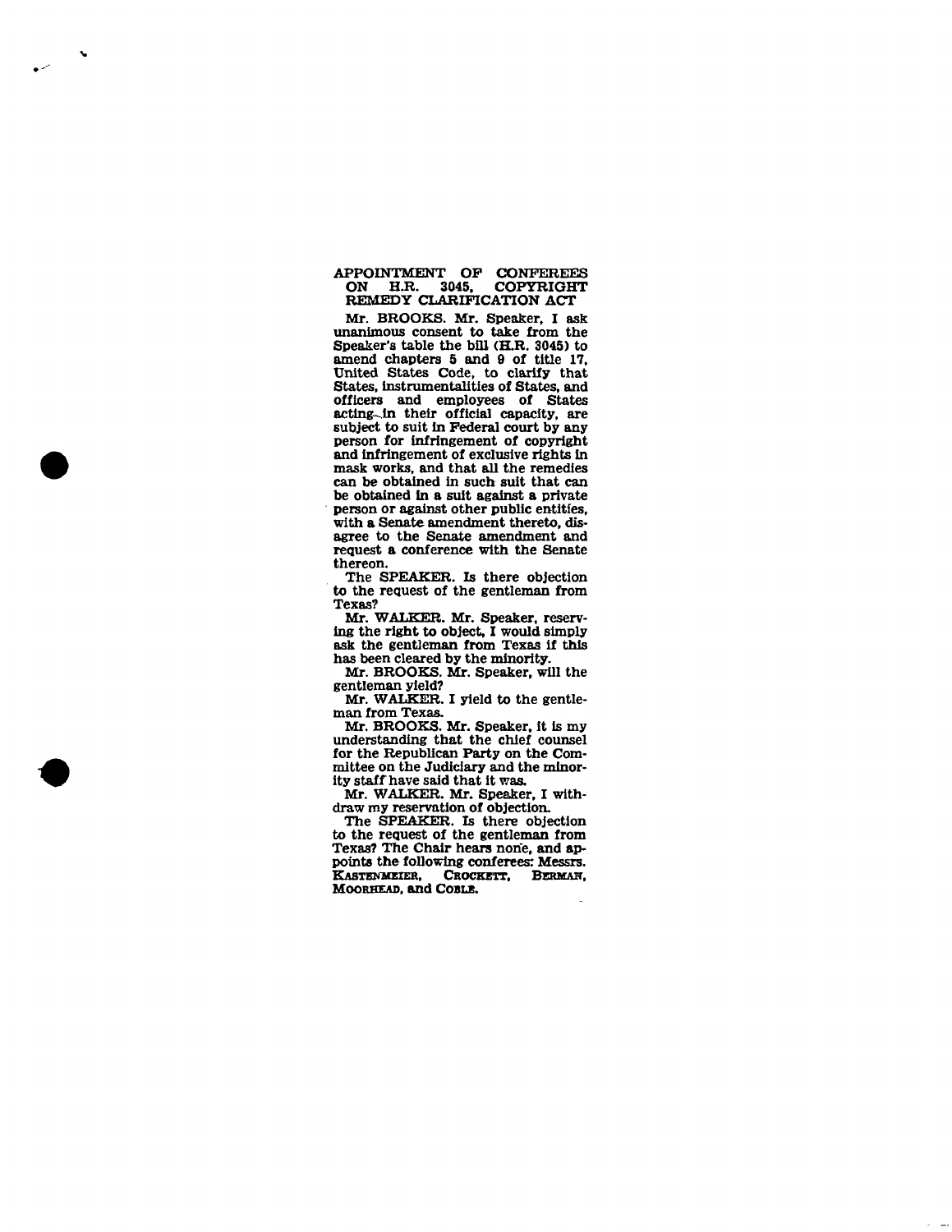## APPOINTMENT OF CONFEREES ON H.R. 3045, COPYRIGHT REMEDY CLARIFICATION ACT

Mr. BROOKS. Mr. Speaker, I ask unanimous consent to take from the Speaker's table the bill (H.R. 3045) to amend chapters 5 and 9 of title 17, United States Code, to clarify that States, instrumentalities of States, and officers and employees of States acting in their official capacity, are subject to suit in Federal court by any person for infringement of copyright and infringement of exclusive rights in mask works, and that all the remedies can be obtained in such suit that can be obtained in a suit against a private person or against other public entities, with a Senate amendment thereto, disagree to the Senate amendment and request a conference with the Senate thereon.

The SPEAKER. Is there objection to the request of the gentleman from Texas?

Mr. WALKER. Mr. Speaker, reserving the right to object, I would simply ask the gentleman from Texas if this has been cleared by the minority.

Mr. BROOKS. Mr. Speaker, will the gentleman yield?

Mr. WALKER. I yield to the gentleman from Texas.

Mr. BROOKS. Mr. Speaker, it is my understanding that the chief counsel for the Republican Party on the Committee on the Judiciary and the minority staff have said that it was.

Mr. WALKER. Mr. Speaker, I withdraw my reservation of objection.

The SPEAKER. Is there objection to the request of the gentleman from Texas? The Chair hears none, and appoints the following conferees: Messrs. KASTENMEIER, CROCKETT, BERMAN, MOORHEAD, and COBLE.